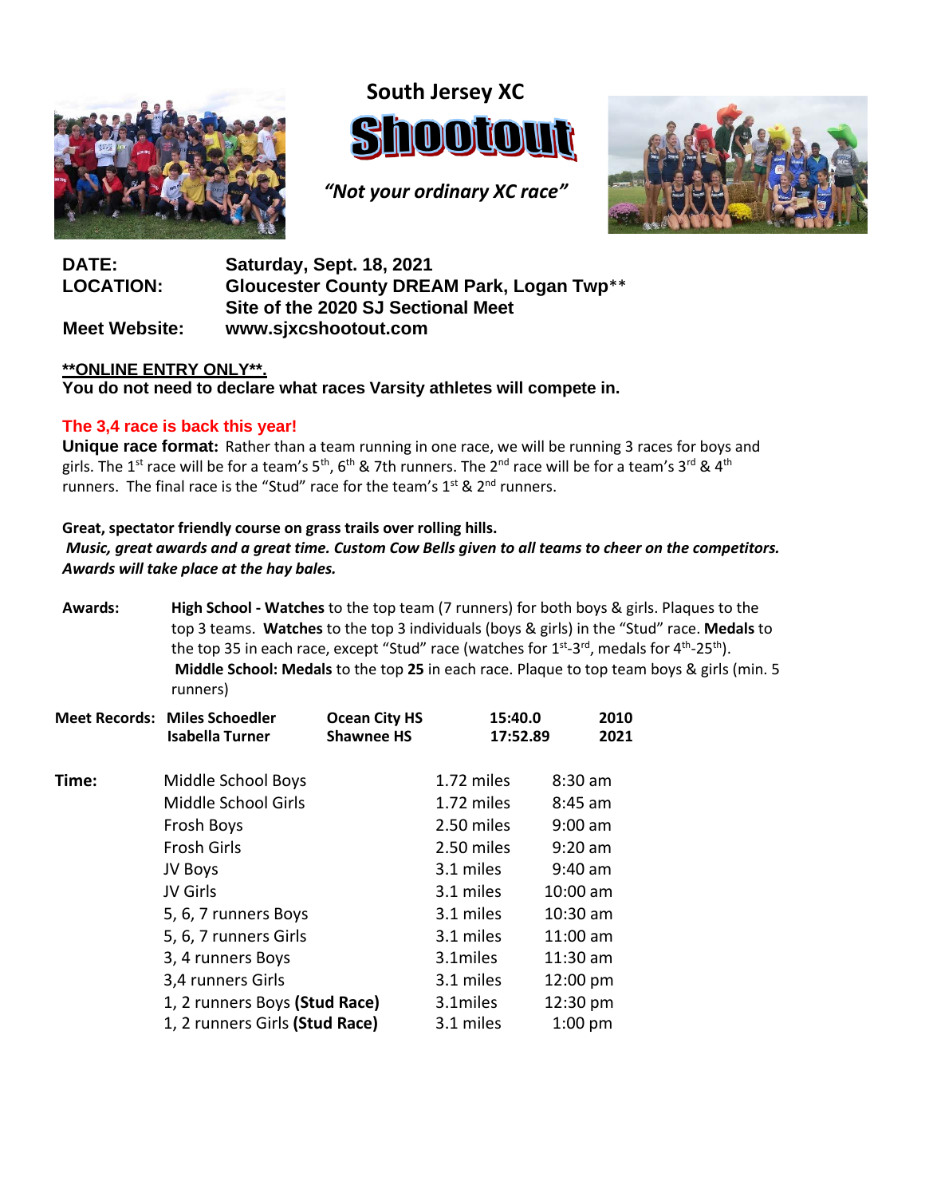# South Jersey XC

# Shootout

*"Not your ordinary XC race"*

**DATE:** Saturday, Sept. 18, 2021

**LOCATION:** Gloucester County DREAM Park, Logan Twp**
Site of the 2020 SJ Sectional Meet

**Meet Website:** www.sjxcshootout.com

**<u>**ONLINE ENTRY ONLY**.</u>**

**You do not need to declare what races Varsity athletes will compete in.**

**The 3,4 race is back this year!**

**Unique race format:** Rather than a team running in one race, we will be running 3 races for boys and girls. The 1st race will be for a team's 5th, 6th & 7th runners. The 2nd race will be for a team's 3rd & 4th runners. The final race is the "Stud" race for the team's 1st & 2nd runners.

**Great, spectator friendly course on grass trails over rolling hills.**

***Music, great awards and a great time. Custom Cow Bells given to all teams to cheer on the competitors. Awards will take place at the hay bales.***

**Awards:** **High School - Watches** to the top team (7 runners) for both boys & girls. Plaques to the top 3 teams. **Watches** to the top 3 individuals (boys & girls) in the "Stud" race. **Medals** to the top 35 in each race, except "Stud" race (watches for 1st-3rd, medals for 4th-25th).
**Middle School: Medals** to the top **25** in each race. Plaque to top team boys & girls (min. 5 runners)

**Meet Records:**

| Name | School | Time | Year |
|---|---|---|---|
| **Miles Schoedler** | **Ocean City HS** | **15:40.0** | **2010** |
| **Isabella Turner** | **Shawnee HS** | **17:52.89** | **2021** |

**Time:**

| Race | Distance | Time |
|---|---|---|
| Middle School Boys | 1.72 miles | 8:30 am |
| Middle School Girls | 1.72 miles | 8:45 am |
| Frosh Boys | 2.50 miles | 9:00 am |
| Frosh Girls | 2.50 miles | 9:20 am |
| JV Boys | 3.1 miles | 9:40 am |
| JV Girls | 3.1 miles | 10:00 am |
| 5, 6, 7 runners Boys | 3.1 miles | 10:30 am |
| 5, 6, 7 runners Girls | 3.1 miles | 11:00 am |
| 3, 4 runners Boys | 3.1miles | 11:30 am |
| 3,4 runners Girls | 3.1 miles | 12:00 pm |
| 1, 2 runners Boys **(Stud Race)** | 3.1miles | 12:30 pm |
| 1, 2 runners Girls **(Stud Race)** | 3.1 miles | 1:00 pm |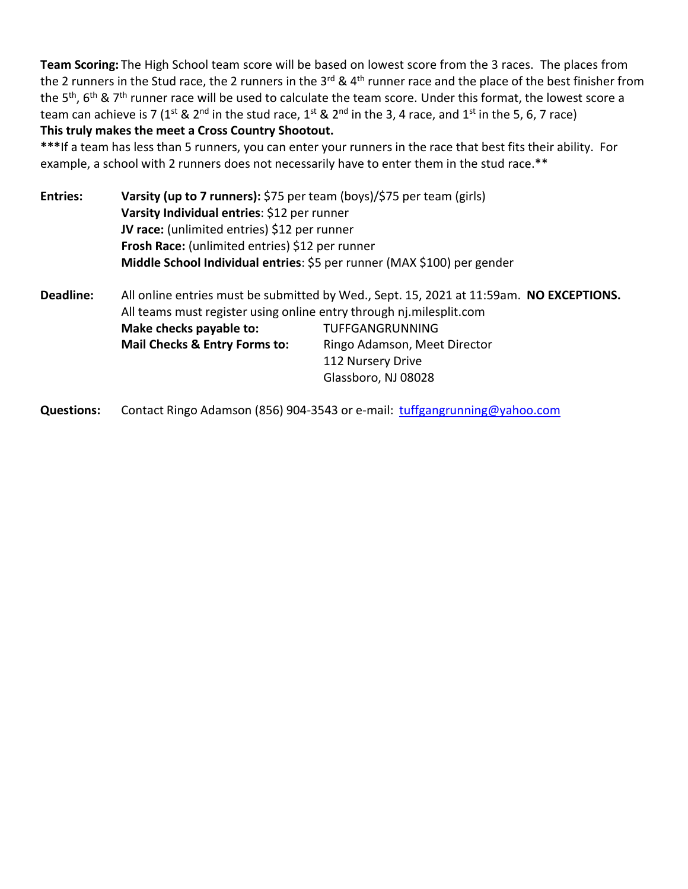**Team Scoring:** The High School team score will be based on lowest score from the 3 races. The places from the 2 runners in the Stud race, the 2 runners in the 3rd & 4th runner race and the place of the best finisher from the 5th, 6th & 7th runner race will be used to calculate the team score. Under this format, the lowest score a team can achieve is 7 (1st & 2nd in the stud race, 1st & 2nd in the 3, 4 race, and 1st in the 5, 6, 7 race)
**This truly makes the meet a Cross Country Shootout.**

**\*\*\***If a team has less than 5 runners, you can enter your runners in the race that best fits their ability. For example, a school with 2 runners does not necessarily have to enter them in the stud race.\*\*

**Entries:**

- **Varsity (up to 7 runners):** $75 per team (boys)/$75 per team (girls)
- **Varsity Individual entries**: $12 per runner
- **JV race:** (unlimited entries) $12 per runner
- **Frosh Race:** (unlimited entries) $12 per runner
- **Middle School Individual entries**: $5 per runner (MAX $100) per gender

**Deadline:** All online entries must be submitted by Wed., Sept. 15, 2021 at 11:59am. **NO EXCEPTIONS.**
All teams must register using online entry through nj.milesplit.com

**Make checks payable to:** TUFFGANGRUNNING

**Mail Checks & Entry Forms to:** Ringo Adamson, Meet Director
112 Nursery Drive
Glassboro, NJ 08028

**Questions:** Contact Ringo Adamson (856) 904-3543 or e-mail: tuffgangrunning@yahoo.com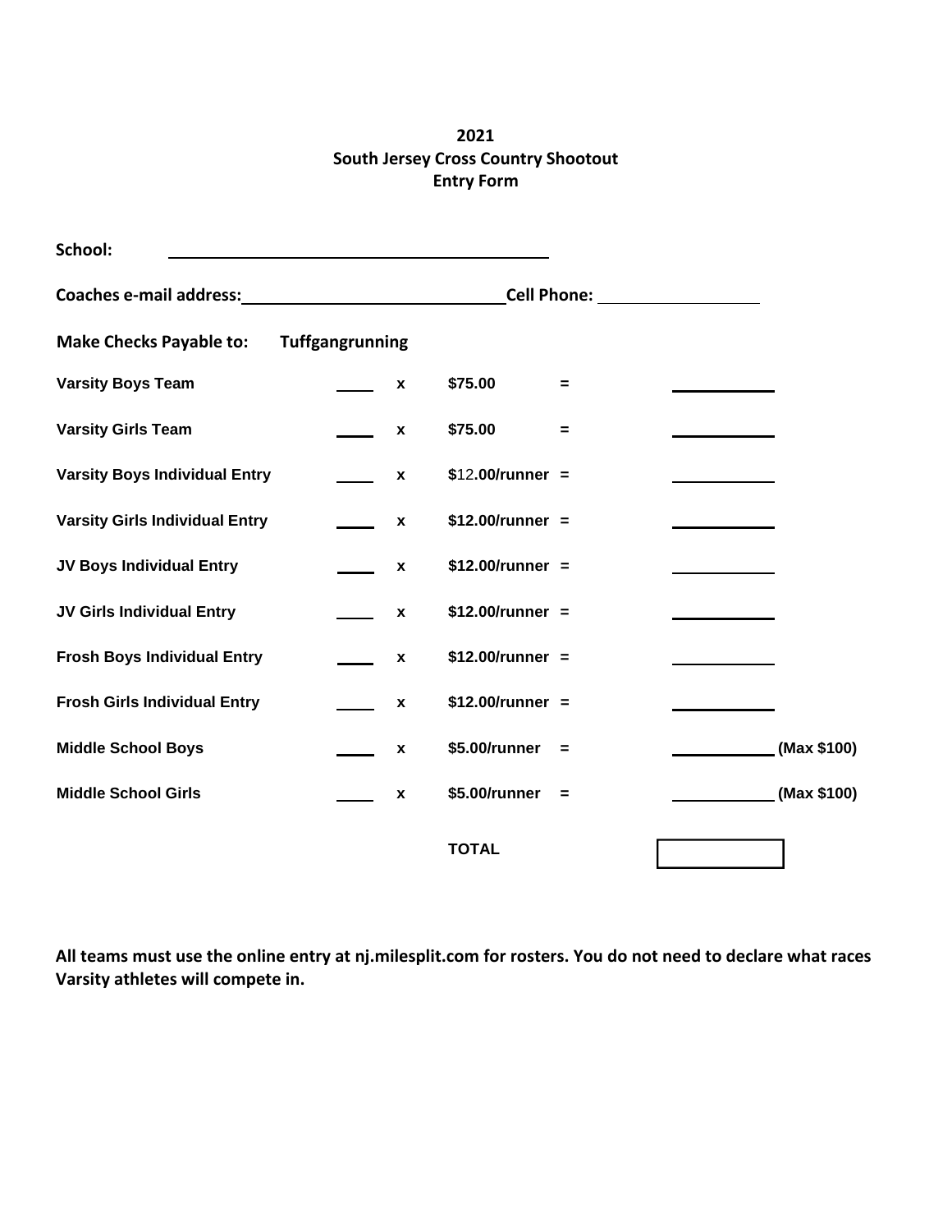# 2021
# South Jersey Cross Country Shootout
# Entry Form

**School:** ________________________________

**Coaches e-mail address:** ________________________ **Cell Phone:** ________________

**Make Checks Payable to:** **Tuffgangrunning**

| | | | | | | |
|---|---|---|---|---|---|---|
| **Varsity Boys Team** | ____ | **x** | **$75.00** | **=** | ________ | |
| **Varsity Girls Team** | ____ | **x** | **$75.00** | **=** | ________ | |
| **Varsity Boys Individual Entry** | ____ | **x** | **$12.00/runner** | **=** | ________ | |
| **Varsity Girls Individual Entry** | ____ | **x** | **$12.00/runner** | **=** | ________ | |
| **JV Boys Individual Entry** | ____ | **x** | **$12.00/runner** | **=** | ________ | |
| **JV Girls Individual Entry** | ____ | **x** | **$12.00/runner** | **=** | ________ | |
| **Frosh Boys Individual Entry** | ____ | **x** | **$12.00/runner** | **=** | ________ | |
| **Frosh Girls Individual Entry** | ____ | **x** | **$12.00/runner** | **=** | ________ | |
| **Middle School Boys** | ____ | **x** | **$5.00/runner** | **=** | ________ | **(Max $100)** |
| **Middle School Girls** | ____ | **x** | **$5.00/runner** | **=** | ________ | **(Max $100)** |
| | | | **TOTAL** | | | |

**All teams must use the online entry at nj.milesplit.com for rosters. You do not need to declare what races Varsity athletes will compete in.**